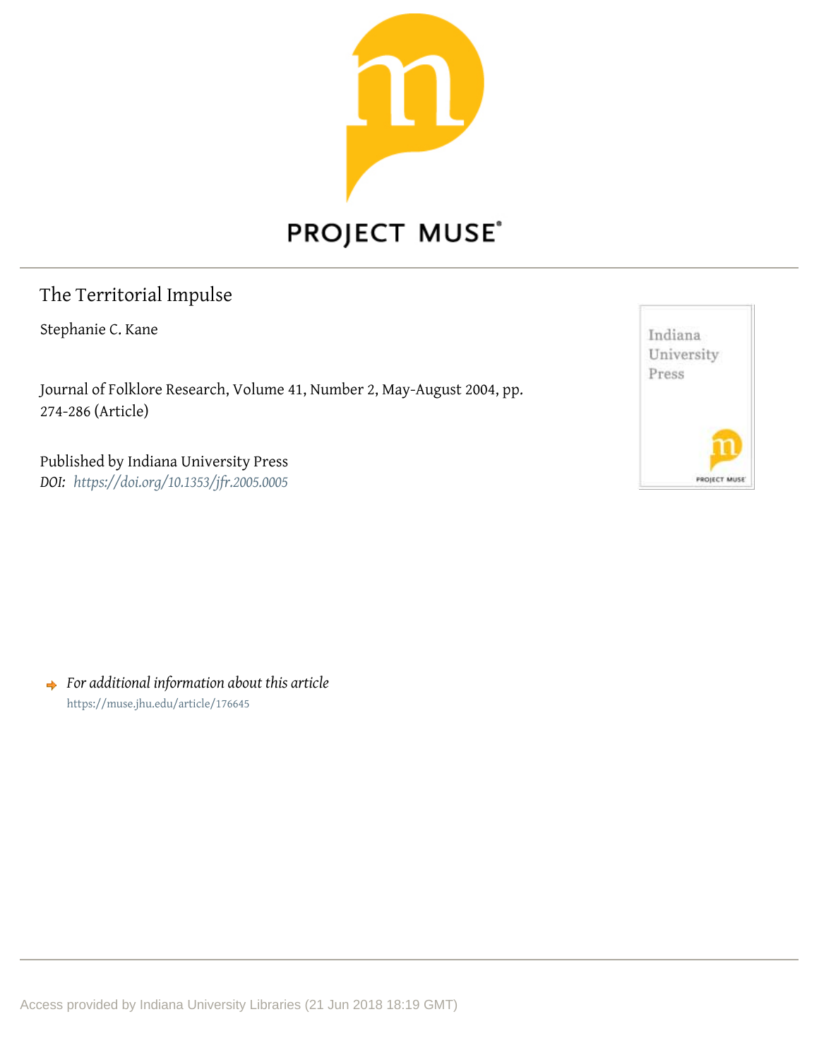# The Territorial Impulse

Stephanie C. Kane

Journal of Folklore Research, Volume 41, Number 2, May-August 2004, pp. 274-286 (Article)

Published by Indiana University Press

*DOI:* *https://doi.org/10.1353/jfr.2005.0005*

➜ *For additional information about this article*

https://muse.jhu.edu/article/176645

Access provided by Indiana University Libraries (21 Jun 2018 18:19 GMT)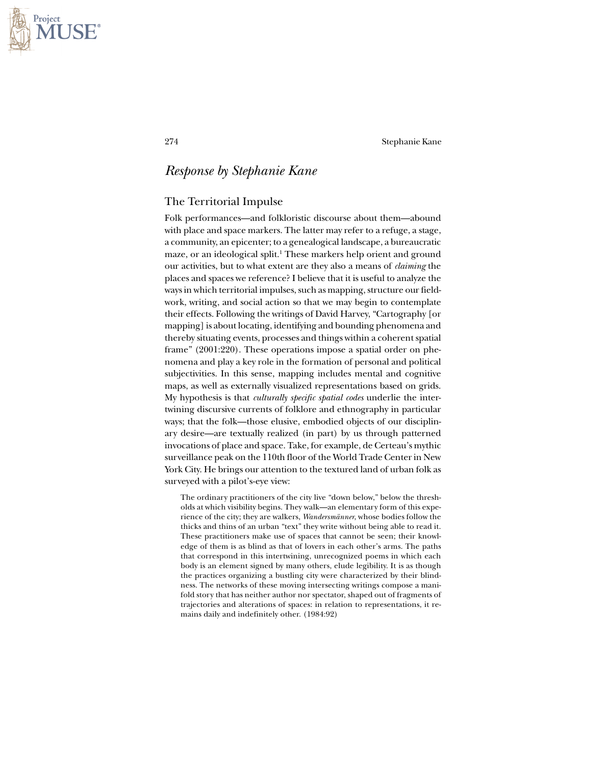## *Response by Stephanie Kane*

### The Territorial Impulse

Folk performances—and folkloristic discourse about them—abound with place and space markers. The latter may refer to a refuge, a stage, a community, an epicenter; to a genealogical landscape, a bureaucratic maze, or an ideological split.[1] These markers help orient and ground our activities, but to what extent are they also a means of *claiming* the places and spaces we reference? I believe that it is useful to analyze the ways in which territorial impulses, such as mapping, structure our fieldwork, writing, and social action so that we may begin to contemplate their effects. Following the writings of David Harvey, "Cartography [or mapping] is about locating, identifying and bounding phenomena and thereby situating events, processes and things within a coherent spatial frame" (2001:220). These operations impose a spatial order on phenomena and play a key role in the formation of personal and political subjectivities. In this sense, mapping includes mental and cognitive maps, as well as externally visualized representations based on grids. My hypothesis is that *culturally specific spatial codes* underlie the intertwining discursive currents of folklore and ethnography in particular ways; that the folk—those elusive, embodied objects of our disciplinary desire—are textually realized (in part) by us through patterned invocations of place and space. Take, for example, de Certeau's mythic surveillance peak on the 110th floor of the World Trade Center in New York City. He brings our attention to the textured land of urban folk as surveyed with a pilot's-eye view:

> The ordinary practitioners of the city live "down below," below the thresholds at which visibility begins. They walk—an elementary form of this experience of the city; they are walkers, *Wandersmänner*, whose bodies follow the thicks and thins of an urban "text" they write without being able to read it. These practitioners make use of spaces that cannot be seen; their knowledge of them is as blind as that of lovers in each other's arms. The paths that correspond in this intertwining, unrecognized poems in which each body is an element signed by many others, elude legibility. It is as though the practices organizing a bustling city were characterized by their blindness. The networks of these moving intersecting writings compose a manifold story that has neither author nor spectator, shaped out of fragments of trajectories and alterations of spaces: in relation to representations, it remains daily and indefinitely other. (1984:92)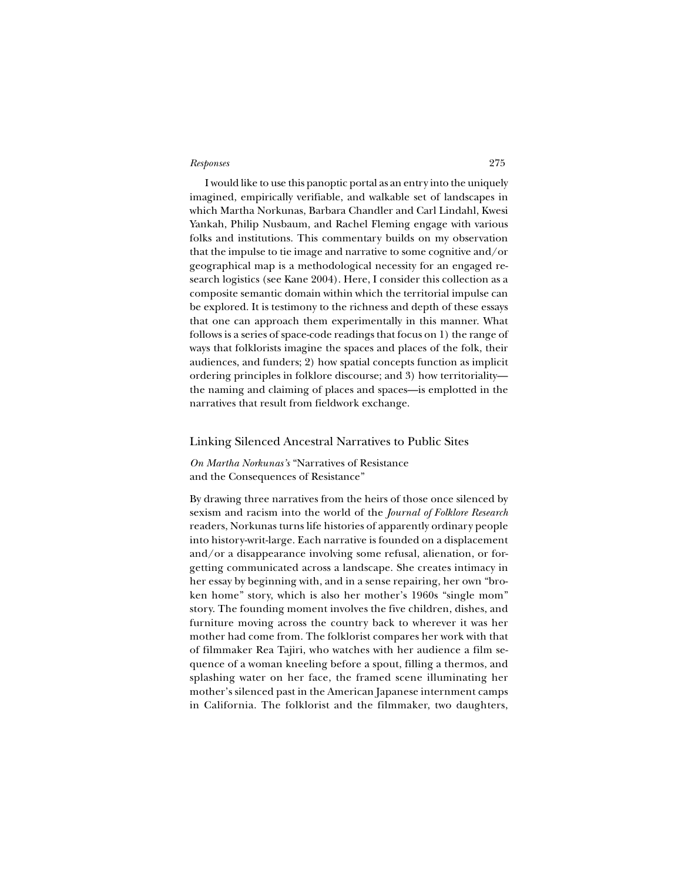I would like to use this panoptic portal as an entry into the uniquely imagined, empirically verifiable, and walkable set of landscapes in which Martha Norkunas, Barbara Chandler and Carl Lindahl, Kwesi Yankah, Philip Nusbaum, and Rachel Fleming engage with various folks and institutions. This commentary builds on my observation that the impulse to tie image and narrative to some cognitive and/or geographical map is a methodological necessity for an engaged research logistics (see Kane 2004). Here, I consider this collection as a composite semantic domain within which the territorial impulse can be explored. It is testimony to the richness and depth of these essays that one can approach them experimentally in this manner. What follows is a series of space-code readings that focus on 1) the range of ways that folklorists imagine the spaces and places of the folk, their audiences, and funders; 2) how spatial concepts function as implicit ordering principles in folklore discourse; and 3) how territoriality—the naming and claiming of places and spaces—is emplotted in the narratives that result from fieldwork exchange.

## Linking Silenced Ancestral Narratives to Public Sites

*On Martha Norkunas's* "Narratives of Resistance and the Consequences of Resistance"

By drawing three narratives from the heirs of those once silenced by sexism and racism into the world of the *Journal of Folklore Research* readers, Norkunas turns life histories of apparently ordinary people into history-writ-large. Each narrative is founded on a displacement and/or a disappearance involving some refusal, alienation, or forgetting communicated across a landscape. She creates intimacy in her essay by beginning with, and in a sense repairing, her own "broken home" story, which is also her mother's 1960s "single mom" story. The founding moment involves the five children, dishes, and furniture moving across the country back to wherever it was her mother had come from. The folklorist compares her work with that of filmmaker Rea Tajiri, who watches with her audience a film sequence of a woman kneeling before a spout, filling a thermos, and splashing water on her face, the framed scene illuminating her mother's silenced past in the American Japanese internment camps in California. The folklorist and the filmmaker, two daughters,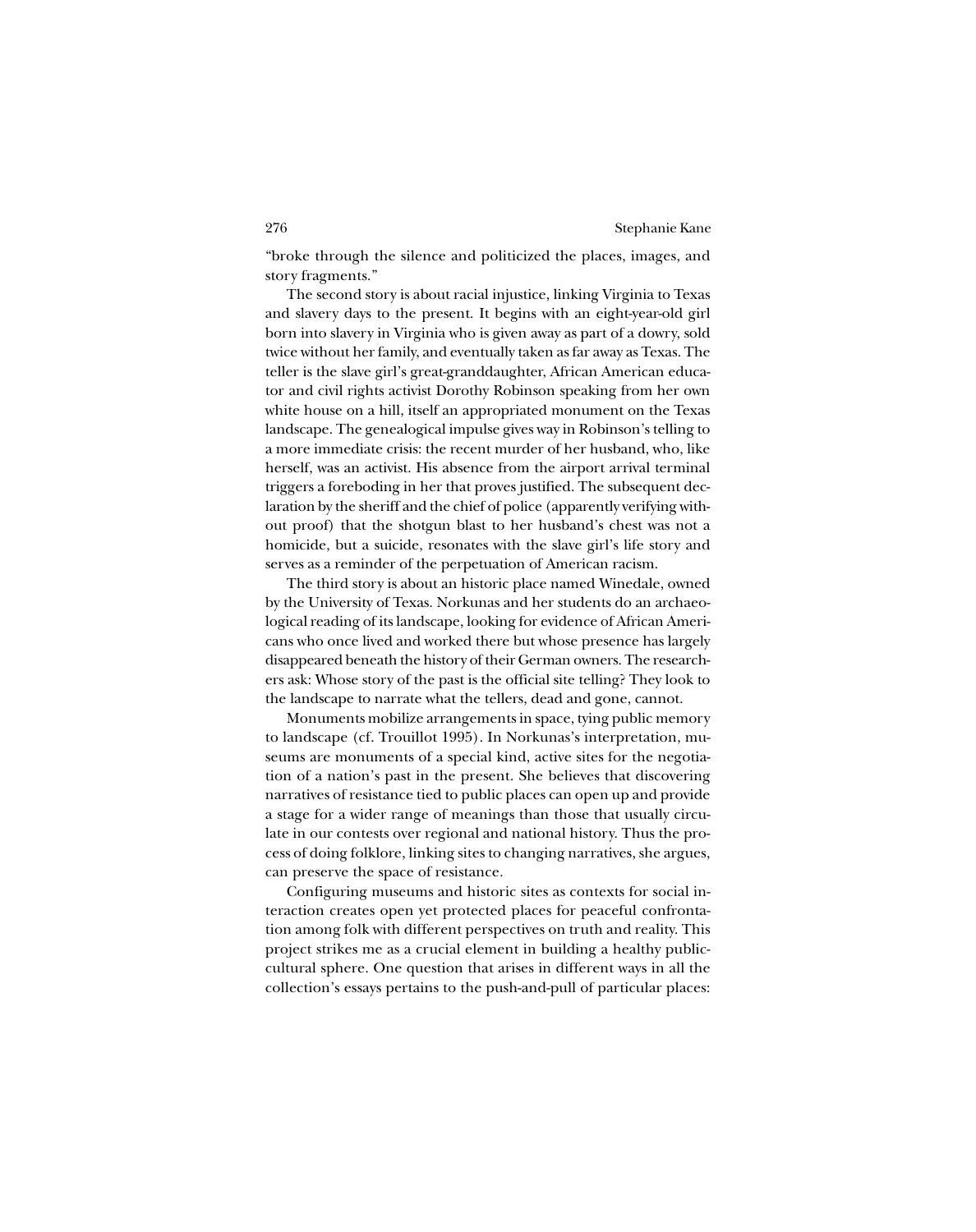"broke through the silence and politicized the places, images, and story fragments."

The second story is about racial injustice, linking Virginia to Texas and slavery days to the present. It begins with an eight-year-old girl born into slavery in Virginia who is given away as part of a dowry, sold twice without her family, and eventually taken as far away as Texas. The teller is the slave girl's great-granddaughter, African American educator and civil rights activist Dorothy Robinson speaking from her own white house on a hill, itself an appropriated monument on the Texas landscape. The genealogical impulse gives way in Robinson's telling to a more immediate crisis: the recent murder of her husband, who, like herself, was an activist. His absence from the airport arrival terminal triggers a foreboding in her that proves justified. The subsequent declaration by the sheriff and the chief of police (apparently verifying without proof) that the shotgun blast to her husband's chest was not a homicide, but a suicide, resonates with the slave girl's life story and serves as a reminder of the perpetuation of American racism.

The third story is about an historic place named Winedale, owned by the University of Texas. Norkunas and her students do an archaeological reading of its landscape, looking for evidence of African Americans who once lived and worked there but whose presence has largely disappeared beneath the history of their German owners. The researchers ask: Whose story of the past is the official site telling? They look to the landscape to narrate what the tellers, dead and gone, cannot.

Monuments mobilize arrangements in space, tying public memory to landscape (cf. Trouillot 1995). In Norkunas's interpretation, museums are monuments of a special kind, active sites for the negotiation of a nation's past in the present. She believes that discovering narratives of resistance tied to public places can open up and provide a stage for a wider range of meanings than those that usually circulate in our contests over regional and national history. Thus the process of doing folklore, linking sites to changing narratives, she argues, can preserve the space of resistance.

Configuring museums and historic sites as contexts for social interaction creates open yet protected places for peaceful confrontation among folk with different perspectives on truth and reality. This project strikes me as a crucial element in building a healthy public-cultural sphere. One question that arises in different ways in all the collection's essays pertains to the push-and-pull of particular places: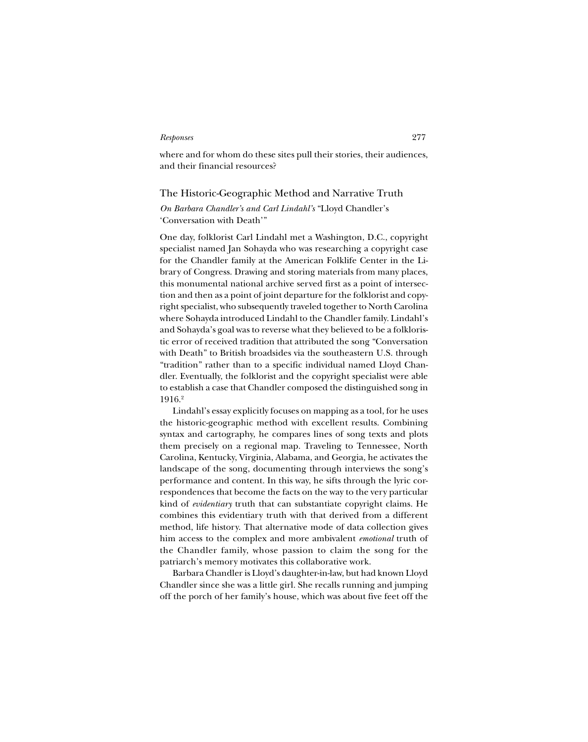where and for whom do these sites pull their stories, their audiences, and their financial resources?

## The Historic-Geographic Method and Narrative Truth

*On Barbara Chandler's and Carl Lindahl's* "Lloyd Chandler's 'Conversation with Death'"

One day, folklorist Carl Lindahl met a Washington, D.C., copyright specialist named Jan Sohayda who was researching a copyright case for the Chandler family at the American Folklife Center in the Library of Congress. Drawing and storing materials from many places, this monumental national archive served first as a point of intersection and then as a point of joint departure for the folklorist and copyright specialist, who subsequently traveled together to North Carolina where Sohayda introduced Lindahl to the Chandler family. Lindahl's and Sohayda's goal was to reverse what they believed to be a folkloristic error of received tradition that attributed the song "Conversation with Death" to British broadsides via the southeastern U.S. through "tradition" rather than to a specific individual named Lloyd Chandler. Eventually, the folklorist and the copyright specialist were able to establish a case that Chandler composed the distinguished song in 1916.[2]

Lindahl's essay explicitly focuses on mapping as a tool, for he uses the historic-geographic method with excellent results. Combining syntax and cartography, he compares lines of song texts and plots them precisely on a regional map. Traveling to Tennessee, North Carolina, Kentucky, Virginia, Alabama, and Georgia, he activates the landscape of the song, documenting through interviews the song's performance and content. In this way, he sifts through the lyric correspondences that become the facts on the way to the very particular kind of *evidentiary* truth that can substantiate copyright claims. He combines this evidentiary truth with that derived from a different method, life history. That alternative mode of data collection gives him access to the complex and more ambivalent *emotional* truth of the Chandler family, whose passion to claim the song for the patriarch's memory motivates this collaborative work.

Barbara Chandler is Lloyd's daughter-in-law, but had known Lloyd Chandler since she was a little girl. She recalls running and jumping off the porch of her family's house, which was about five feet off the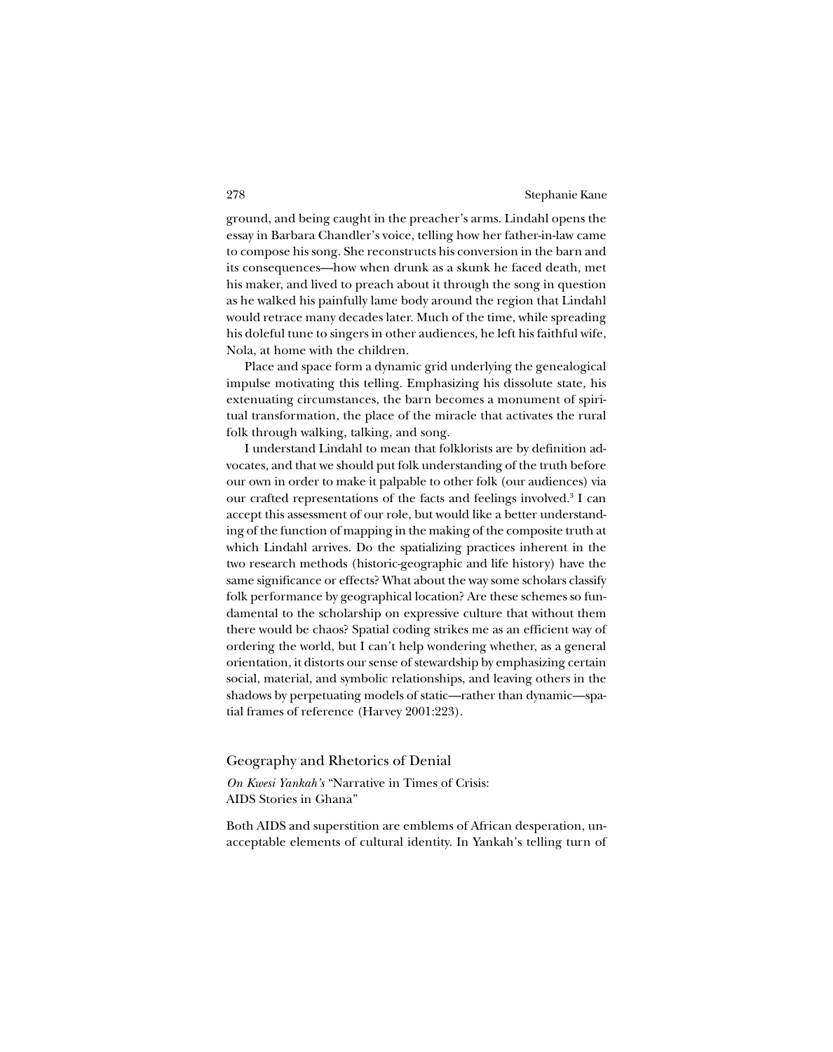ground, and being caught in the preacher's arms. Lindahl opens the essay in Barbara Chandler's voice, telling how her father-in-law came to compose his song. She reconstructs his conversion in the barn and its consequences—how when drunk as a skunk he faced death, met his maker, and lived to preach about it through the song in question as he walked his painfully lame body around the region that Lindahl would retrace many decades later. Much of the time, while spreading his doleful tune to singers in other audiences, he left his faithful wife, Nola, at home with the children.

Place and space form a dynamic grid underlying the genealogical impulse motivating this telling. Emphasizing his dissolute state, his extenuating circumstances, the barn becomes a monument of spiritual transformation, the place of the miracle that activates the rural folk through walking, talking, and song.

I understand Lindahl to mean that folklorists are by definition advocates, and that we should put folk understanding of the truth before our own in order to make it palpable to other folk (our audiences) via our crafted representations of the facts and feelings involved.[3] I can accept this assessment of our role, but would like a better understanding of the function of mapping in the making of the composite truth at which Lindahl arrives. Do the spatializing practices inherent in the two research methods (historic-geographic and life history) have the same significance or effects? What about the way some scholars classify folk performance by geographical location? Are these schemes so fundamental to the scholarship on expressive culture that without them there would be chaos? Spatial coding strikes me as an efficient way of ordering the world, but I can't help wondering whether, as a general orientation, it distorts our sense of stewardship by emphasizing certain social, material, and symbolic relationships, and leaving others in the shadows by perpetuating models of static—rather than dynamic—spatial frames of reference (Harvey 2001:223).

## Geography and Rhetorics of Denial

*On Kwesi Yankah's* "Narrative in Times of Crisis: AIDS Stories in Ghana"

Both AIDS and superstition are emblems of African desperation, unacceptable elements of cultural identity. In Yankah's telling turn of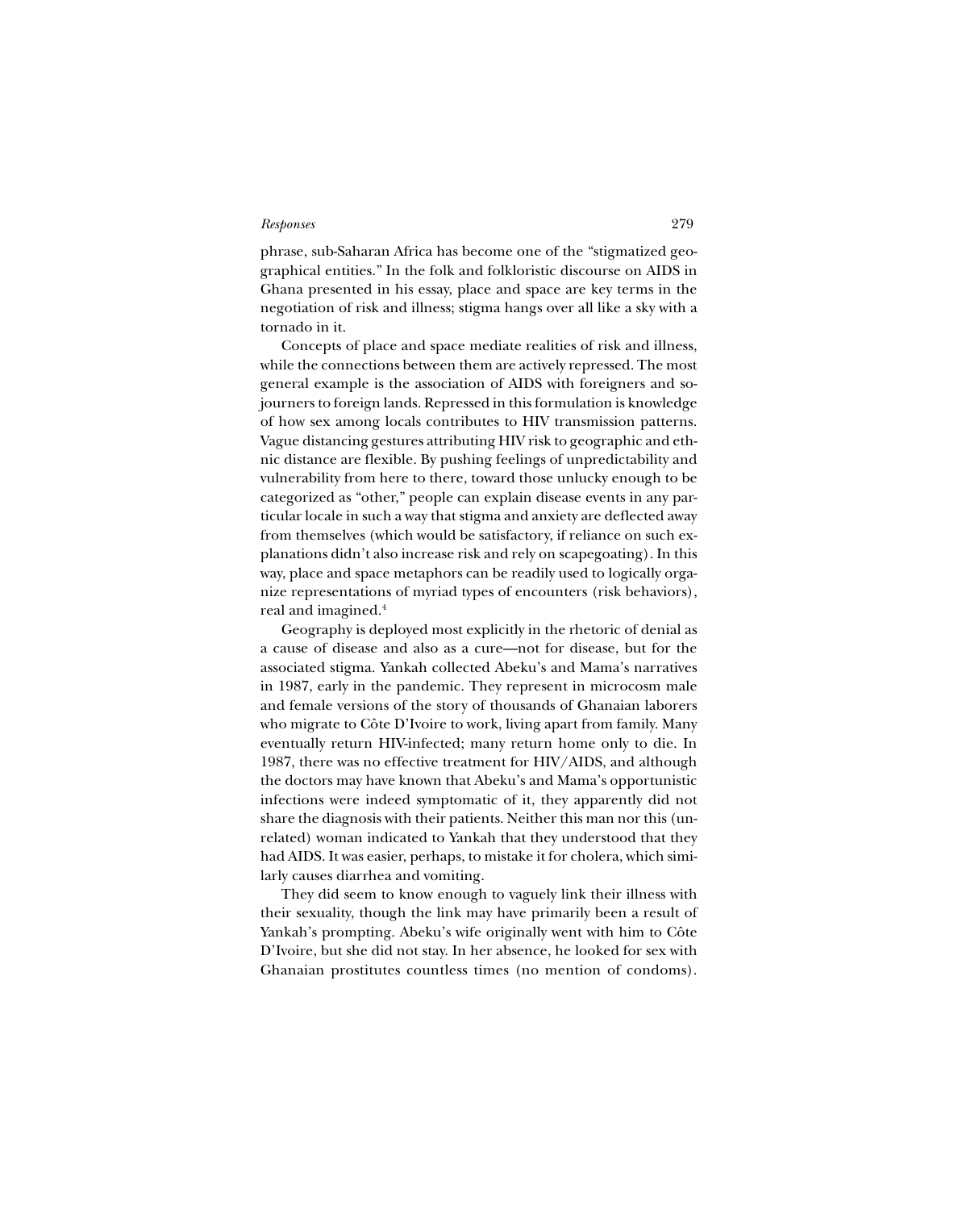phrase, sub-Saharan Africa has become one of the "stigmatized geographical entities." In the folk and folkloristic discourse on AIDS in Ghana presented in his essay, place and space are key terms in the negotiation of risk and illness; stigma hangs over all like a sky with a tornado in it.

Concepts of place and space mediate realities of risk and illness, while the connections between them are actively repressed. The most general example is the association of AIDS with foreigners and sojourners to foreign lands. Repressed in this formulation is knowledge of how sex among locals contributes to HIV transmission patterns. Vague distancing gestures attributing HIV risk to geographic and ethnic distance are flexible. By pushing feelings of unpredictability and vulnerability from here to there, toward those unlucky enough to be categorized as "other," people can explain disease events in any particular locale in such a way that stigma and anxiety are deflected away from themselves (which would be satisfactory, if reliance on such explanations didn't also increase risk and rely on scapegoating). In this way, place and space metaphors can be readily used to logically organize representations of myriad types of encounters (risk behaviors), real and imagined.[4]

Geography is deployed most explicitly in the rhetoric of denial as a cause of disease and also as a cure—not for disease, but for the associated stigma. Yankah collected Abeku's and Mama's narratives in 1987, early in the pandemic. They represent in microcosm male and female versions of the story of thousands of Ghanaian laborers who migrate to Côte D'Ivoire to work, living apart from family. Many eventually return HIV-infected; many return home only to die. In 1987, there was no effective treatment for HIV/AIDS, and although the doctors may have known that Abeku's and Mama's opportunistic infections were indeed symptomatic of it, they apparently did not share the diagnosis with their patients. Neither this man nor this (unrelated) woman indicated to Yankah that they understood that they had AIDS. It was easier, perhaps, to mistake it for cholera, which similarly causes diarrhea and vomiting.

They did seem to know enough to vaguely link their illness with their sexuality, though the link may have primarily been a result of Yankah's prompting. Abeku's wife originally went with him to Côte D'Ivoire, but she did not stay. In her absence, he looked for sex with Ghanaian prostitutes countless times (no mention of condoms).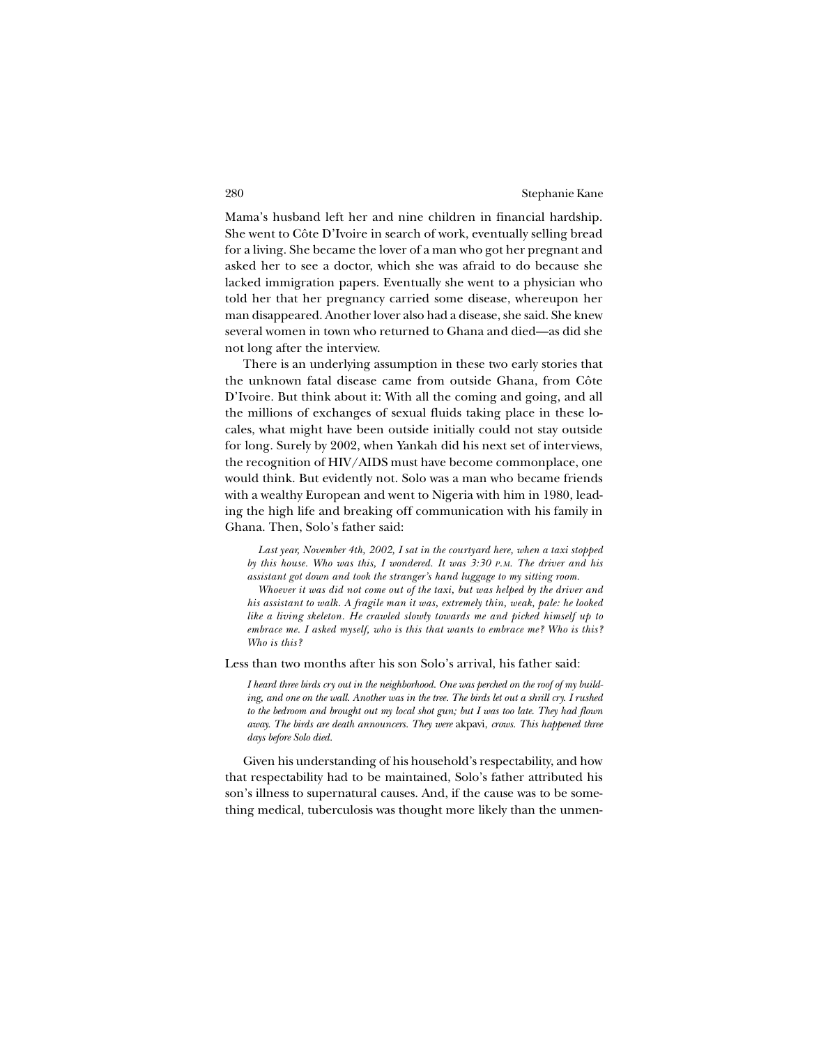Mama's husband left her and nine children in financial hardship. She went to Côte D'Ivoire in search of work, eventually selling bread for a living. She became the lover of a man who got her pregnant and asked her to see a doctor, which she was afraid to do because she lacked immigration papers. Eventually she went to a physician who told her that her pregnancy carried some disease, whereupon her man disappeared. Another lover also had a disease, she said. She knew several women in town who returned to Ghana and died—as did she not long after the interview.

There is an underlying assumption in these two early stories that the unknown fatal disease came from outside Ghana, from Côte D'Ivoire. But think about it: With all the coming and going, and all the millions of exchanges of sexual fluids taking place in these locales, what might have been outside initially could not stay outside for long. Surely by 2002, when Yankah did his next set of interviews, the recognition of HIV/AIDS must have become commonplace, one would think. But evidently not. Solo was a man who became friends with a wealthy European and went to Nigeria with him in 1980, leading the high life and breaking off communication with his family in Ghana. Then, Solo's father said:

> *Last year, November 4th, 2002, I sat in the courtyard here, when a taxi stopped by this house. Who was this, I wondered. It was 3:30 P.M. The driver and his assistant got down and took the stranger's hand luggage to my sitting room.*
>
> *Whoever it was did not come out of the taxi, but was helped by the driver and his assistant to walk. A fragile man it was, extremely thin, weak, pale: he looked like a living skeleton. He crawled slowly towards me and picked himself up to embrace me. I asked myself, who is this that wants to embrace me? Who is this? Who is this?*

Less than two months after his son Solo's arrival, his father said:

> *I heard three birds cry out in the neighborhood. One was perched on the roof of my building, and one on the wall. Another was in the tree. The birds let out a shrill cry. I rushed to the bedroom and brought out my local shot gun; but I was too late. They had flown away. The birds are death announcers. They were* akpavi, *crows. This happened three days before Solo died.*

Given his understanding of his household's respectability, and how that respectability had to be maintained, Solo's father attributed his son's illness to supernatural causes. And, if the cause was to be something medical, tuberculosis was thought more likely than the unmen-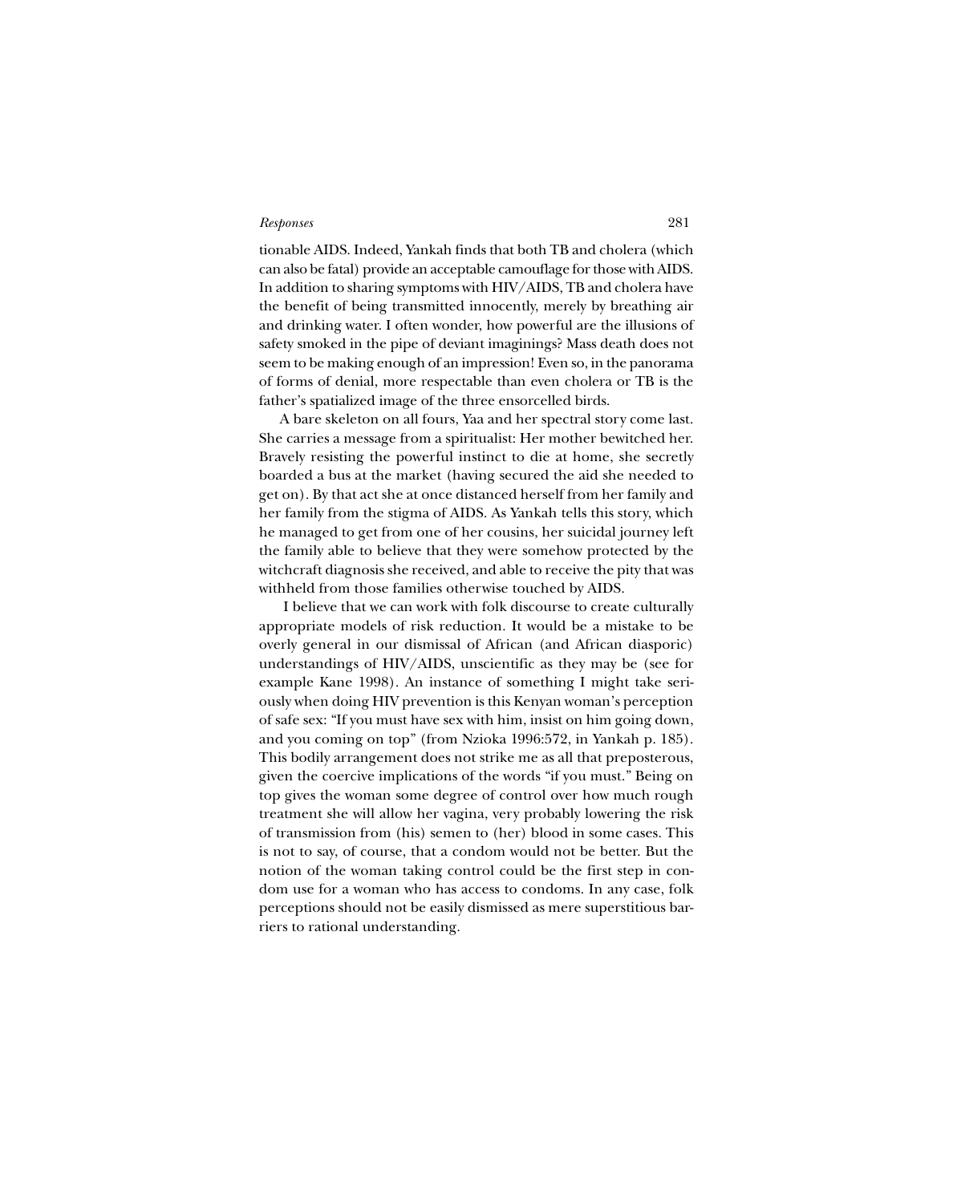tionable AIDS. Indeed, Yankah finds that both TB and cholera (which can also be fatal) provide an acceptable camouflage for those with AIDS. In addition to sharing symptoms with HIV/AIDS, TB and cholera have the benefit of being transmitted innocently, merely by breathing air and drinking water. I often wonder, how powerful are the illusions of safety smoked in the pipe of deviant imaginings? Mass death does not seem to be making enough of an impression! Even so, in the panorama of forms of denial, more respectable than even cholera or TB is the father's spatialized image of the three ensorcelled birds.

A bare skeleton on all fours, Yaa and her spectral story come last. She carries a message from a spiritualist: Her mother bewitched her. Bravely resisting the powerful instinct to die at home, she secretly boarded a bus at the market (having secured the aid she needed to get on). By that act she at once distanced herself from her family and her family from the stigma of AIDS. As Yankah tells this story, which he managed to get from one of her cousins, her suicidal journey left the family able to believe that they were somehow protected by the witchcraft diagnosis she received, and able to receive the pity that was withheld from those families otherwise touched by AIDS.

I believe that we can work with folk discourse to create culturally appropriate models of risk reduction. It would be a mistake to be overly general in our dismissal of African (and African diasporic) understandings of HIV/AIDS, unscientific as they may be (see for example Kane 1998). An instance of something I might take seriously when doing HIV prevention is this Kenyan woman's perception of safe sex: "If you must have sex with him, insist on him going down, and you coming on top" (from Nzioka 1996:572, in Yankah p. 185). This bodily arrangement does not strike me as all that preposterous, given the coercive implications of the words "if you must." Being on top gives the woman some degree of control over how much rough treatment she will allow her vagina, very probably lowering the risk of transmission from (his) semen to (her) blood in some cases. This is not to say, of course, that a condom would not be better. But the notion of the woman taking control could be the first step in condom use for a woman who has access to condoms. In any case, folk perceptions should not be easily dismissed as mere superstitious barriers to rational understanding.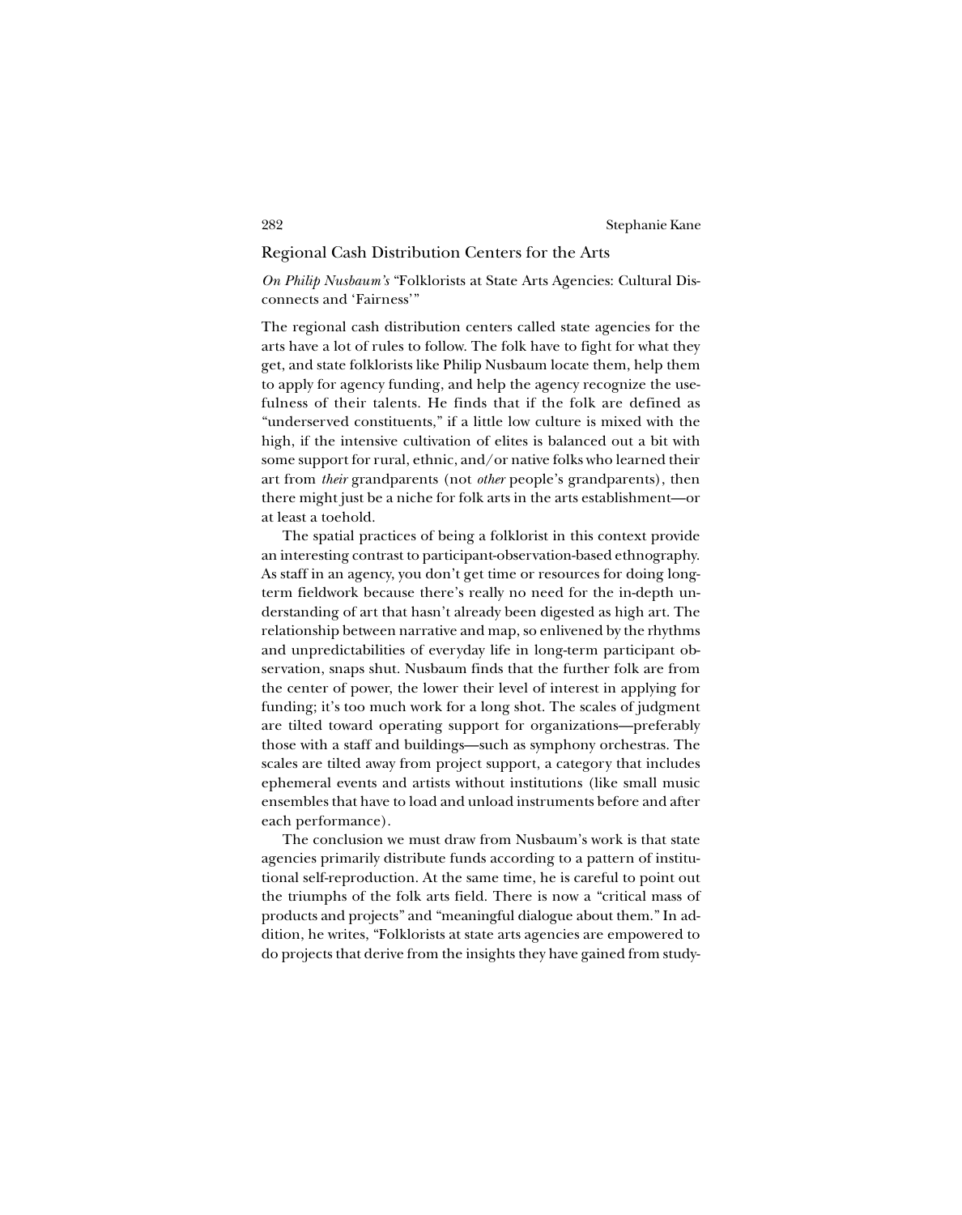## Regional Cash Distribution Centers for the Arts

*On Philip Nusbaum's* "Folklorists at State Arts Agencies: Cultural Disconnects and 'Fairness'"

The regional cash distribution centers called state agencies for the arts have a lot of rules to follow. The folk have to fight for what they get, and state folklorists like Philip Nusbaum locate them, help them to apply for agency funding, and help the agency recognize the usefulness of their talents. He finds that if the folk are defined as "underserved constituents," if a little low culture is mixed with the high, if the intensive cultivation of elites is balanced out a bit with some support for rural, ethnic, and/or native folks who learned their art from *their* grandparents (not *other* people's grandparents), then there might just be a niche for folk arts in the arts establishment—or at least a toehold.

The spatial practices of being a folklorist in this context provide an interesting contrast to participant-observation-based ethnography. As staff in an agency, you don't get time or resources for doing long-term fieldwork because there's really no need for the in-depth understanding of art that hasn't already been digested as high art. The relationship between narrative and map, so enlivened by the rhythms and unpredictabilities of everyday life in long-term participant observation, snaps shut. Nusbaum finds that the further folk are from the center of power, the lower their level of interest in applying for funding; it's too much work for a long shot. The scales of judgment are tilted toward operating support for organizations—preferably those with a staff and buildings—such as symphony orchestras. The scales are tilted away from project support, a category that includes ephemeral events and artists without institutions (like small music ensembles that have to load and unload instruments before and after each performance).

The conclusion we must draw from Nusbaum's work is that state agencies primarily distribute funds according to a pattern of institutional self-reproduction. At the same time, he is careful to point out the triumphs of the folk arts field. There is now a "critical mass of products and projects" and "meaningful dialogue about them." In addition, he writes, "Folklorists at state arts agencies are empowered to do projects that derive from the insights they have gained from study-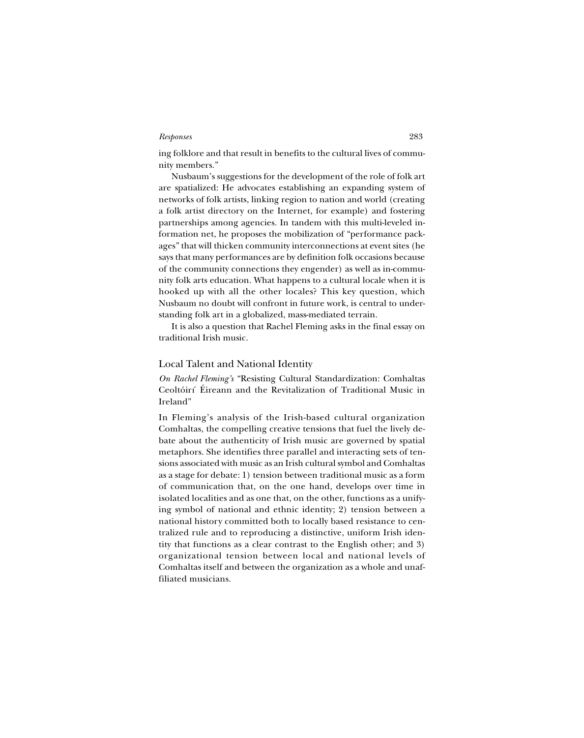ing folklore and that result in benefits to the cultural lives of community members."

Nusbaum's suggestions for the development of the role of folk art are spatialized: He advocates establishing an expanding system of networks of folk artists, linking region to nation and world (creating a folk artist directory on the Internet, for example) and fostering partnerships among agencies. In tandem with this multi-leveled information net, he proposes the mobilization of "performance packages" that will thicken community interconnections at event sites (he says that many performances are by definition folk occasions because of the community connections they engender) as well as in-community folk arts education. What happens to a cultural locale when it is hooked up with all the other locales? This key question, which Nusbaum no doubt will confront in future work, is central to understanding folk art in a globalized, mass-mediated terrain.

It is also a question that Rachel Fleming asks in the final essay on traditional Irish music.

## Local Talent and National Identity

*On Rachel Fleming's* "Resisting Cultural Standardization: Comhaltas Ceoltóirí Éireann and the Revitalization of Traditional Music in Ireland"

In Fleming's analysis of the Irish-based cultural organization Comhaltas, the compelling creative tensions that fuel the lively debate about the authenticity of Irish music are governed by spatial metaphors. She identifies three parallel and interacting sets of tensions associated with music as an Irish cultural symbol and Comhaltas as a stage for debate: 1) tension between traditional music as a form of communication that, on the one hand, develops over time in isolated localities and as one that, on the other, functions as a unifying symbol of national and ethnic identity; 2) tension between a national history committed both to locally based resistance to centralized rule and to reproducing a distinctive, uniform Irish identity that functions as a clear contrast to the English other; and 3) organizational tension between local and national levels of Comhaltas itself and between the organization as a whole and unaffiliated musicians.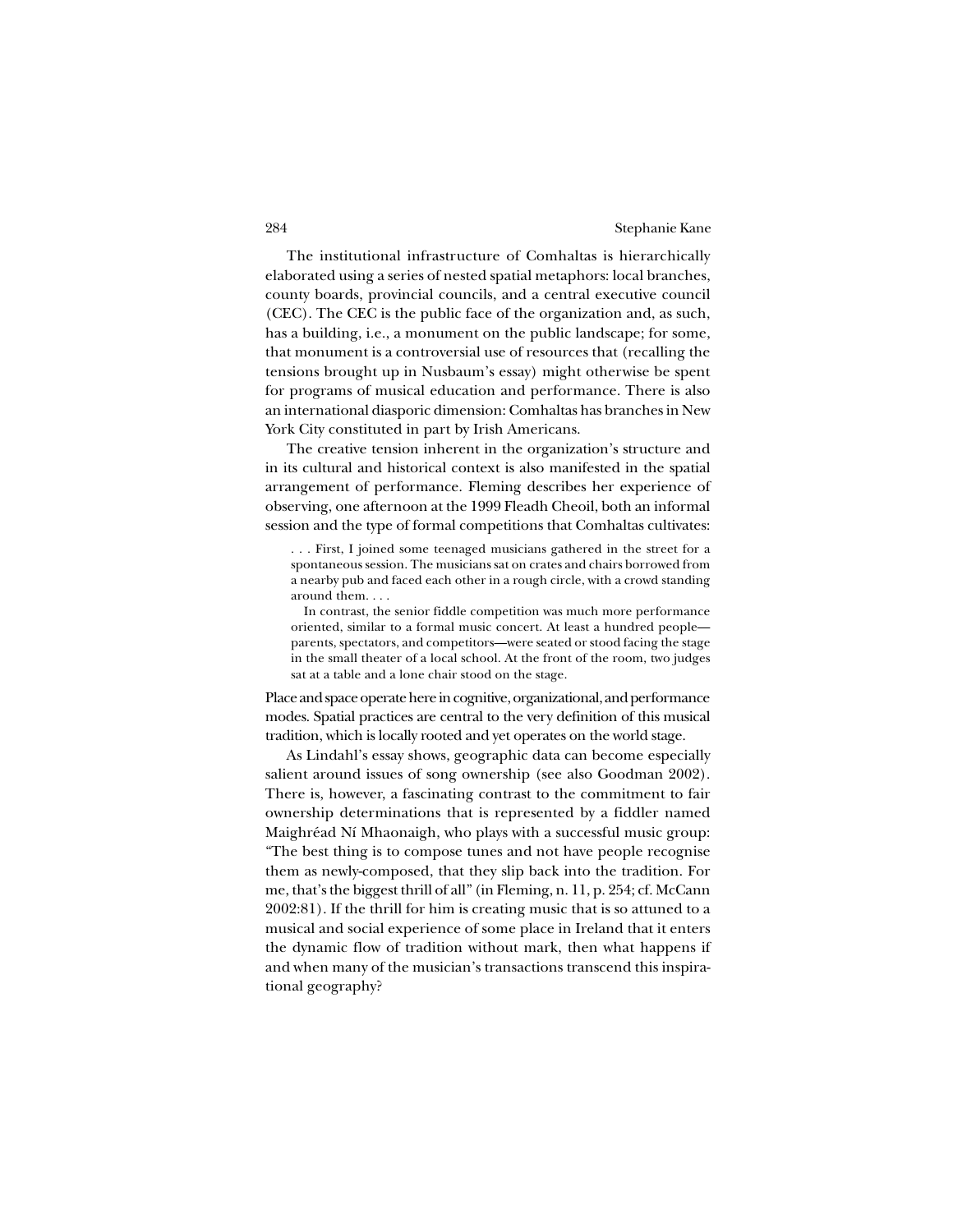The institutional infrastructure of Comhaltas is hierarchically elaborated using a series of nested spatial metaphors: local branches, county boards, provincial councils, and a central executive council (CEC). The CEC is the public face of the organization and, as such, has a building, i.e., a monument on the public landscape; for some, that monument is a controversial use of resources that (recalling the tensions brought up in Nusbaum's essay) might otherwise be spent for programs of musical education and performance. There is also an international diasporic dimension: Comhaltas has branches in New York City constituted in part by Irish Americans.

The creative tension inherent in the organization's structure and in its cultural and historical context is also manifested in the spatial arrangement of performance. Fleming describes her experience of observing, one afternoon at the 1999 Fleadh Cheoil, both an informal session and the type of formal competitions that Comhaltas cultivates:

> . . . First, I joined some teenaged musicians gathered in the street for a spontaneous session. The musicians sat on crates and chairs borrowed from a nearby pub and faced each other in a rough circle, with a crowd standing around them. . . .
>
> In contrast, the senior fiddle competition was much more performance oriented, similar to a formal music concert. At least a hundred people—parents, spectators, and competitors—were seated or stood facing the stage in the small theater of a local school. At the front of the room, two judges sat at a table and a lone chair stood on the stage.

Place and space operate here in cognitive, organizational, and performance modes. Spatial practices are central to the very definition of this musical tradition, which is locally rooted and yet operates on the world stage.

As Lindahl's essay shows, geographic data can become especially salient around issues of song ownership (see also Goodman 2002). There is, however, a fascinating contrast to the commitment to fair ownership determinations that is represented by a fiddler named Maighréad Ní Mhaonaigh, who plays with a successful music group: "The best thing is to compose tunes and not have people recognise them as newly-composed, that they slip back into the tradition. For me, that's the biggest thrill of all" (in Fleming, n. 11, p. 254; cf. McCann 2002:81). If the thrill for him is creating music that is so attuned to a musical and social experience of some place in Ireland that it enters the dynamic flow of tradition without mark, then what happens if and when many of the musician's transactions transcend this inspirational geography?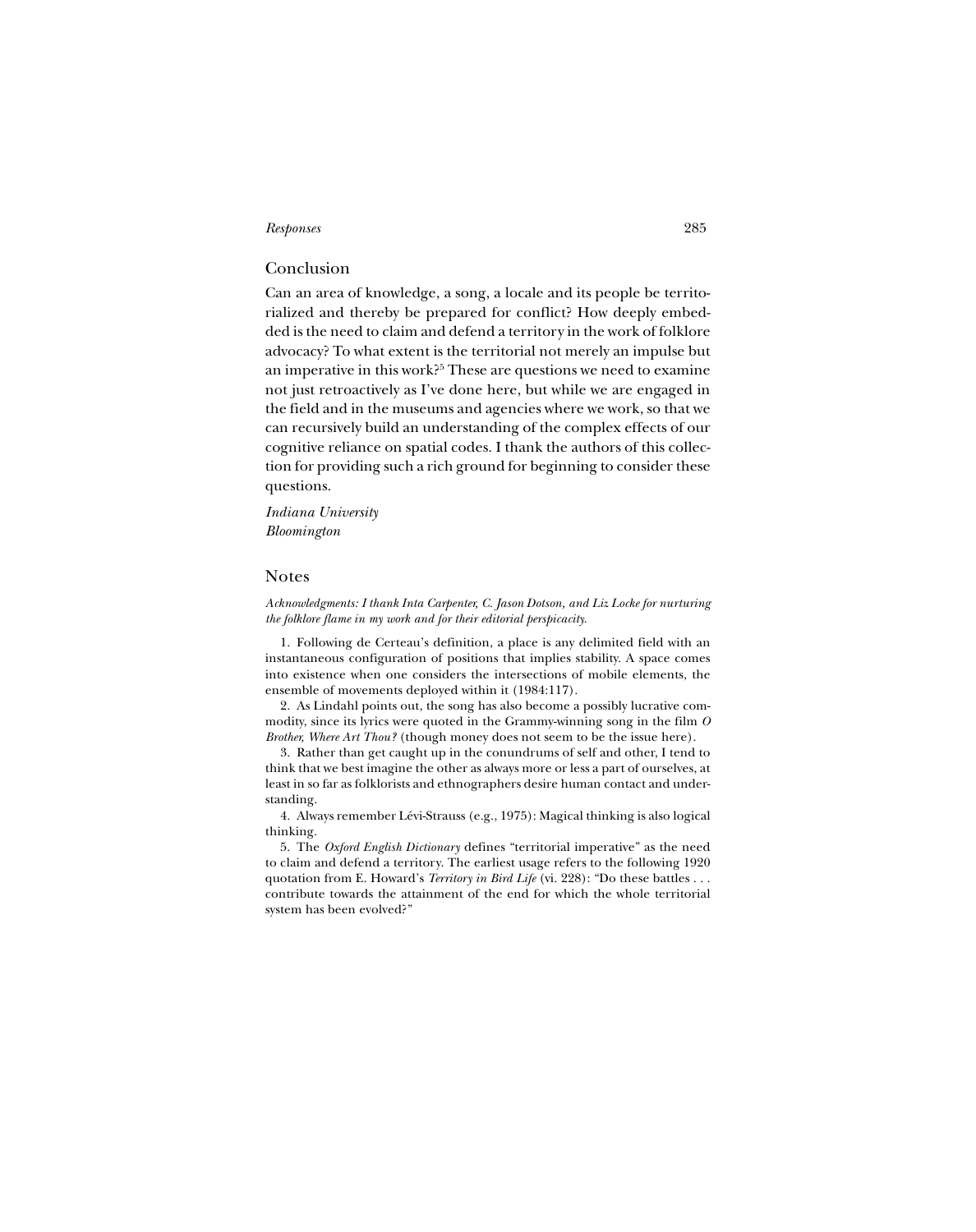## Conclusion

Can an area of knowledge, a song, a locale and its people be territorialized and thereby be prepared for conflict? How deeply embedded is the need to claim and defend a territory in the work of folklore advocacy? To what extent is the territorial not merely an impulse but an imperative in this work?[5] These are questions we need to examine not just retroactively as I've done here, but while we are engaged in the field and in the museums and agencies where we work, so that we can recursively build an understanding of the complex effects of our cognitive reliance on spatial codes. I thank the authors of this collection for providing such a rich ground for beginning to consider these questions.

*Indiana University*
*Bloomington*

## Notes

*Acknowledgments: I thank Inta Carpenter, C. Jason Dotson, and Liz Locke for nurturing the folklore flame in my work and for their editorial perspicacity.*

1. Following de Certeau's definition, a place is any delimited field with an instantaneous configuration of positions that implies stability. A space comes into existence when one considers the intersections of mobile elements, the ensemble of movements deployed within it (1984:117).

2. As Lindahl points out, the song has also become a possibly lucrative commodity, since its lyrics were quoted in the Grammy-winning song in the film *O Brother, Where Art Thou?* (though money does not seem to be the issue here).

3. Rather than get caught up in the conundrums of self and other, I tend to think that we best imagine the other as always more or less a part of ourselves, at least in so far as folklorists and ethnographers desire human contact and understanding.

4. Always remember Lévi-Strauss (e.g., 1975): Magical thinking is also logical thinking.

5. The *Oxford English Dictionary* defines "territorial imperative" as the need to claim and defend a territory. The earliest usage refers to the following 1920 quotation from E. Howard's *Territory in Bird Life* (vi. 228): "Do these battles . . . contribute towards the attainment of the end for which the whole territorial system has been evolved?"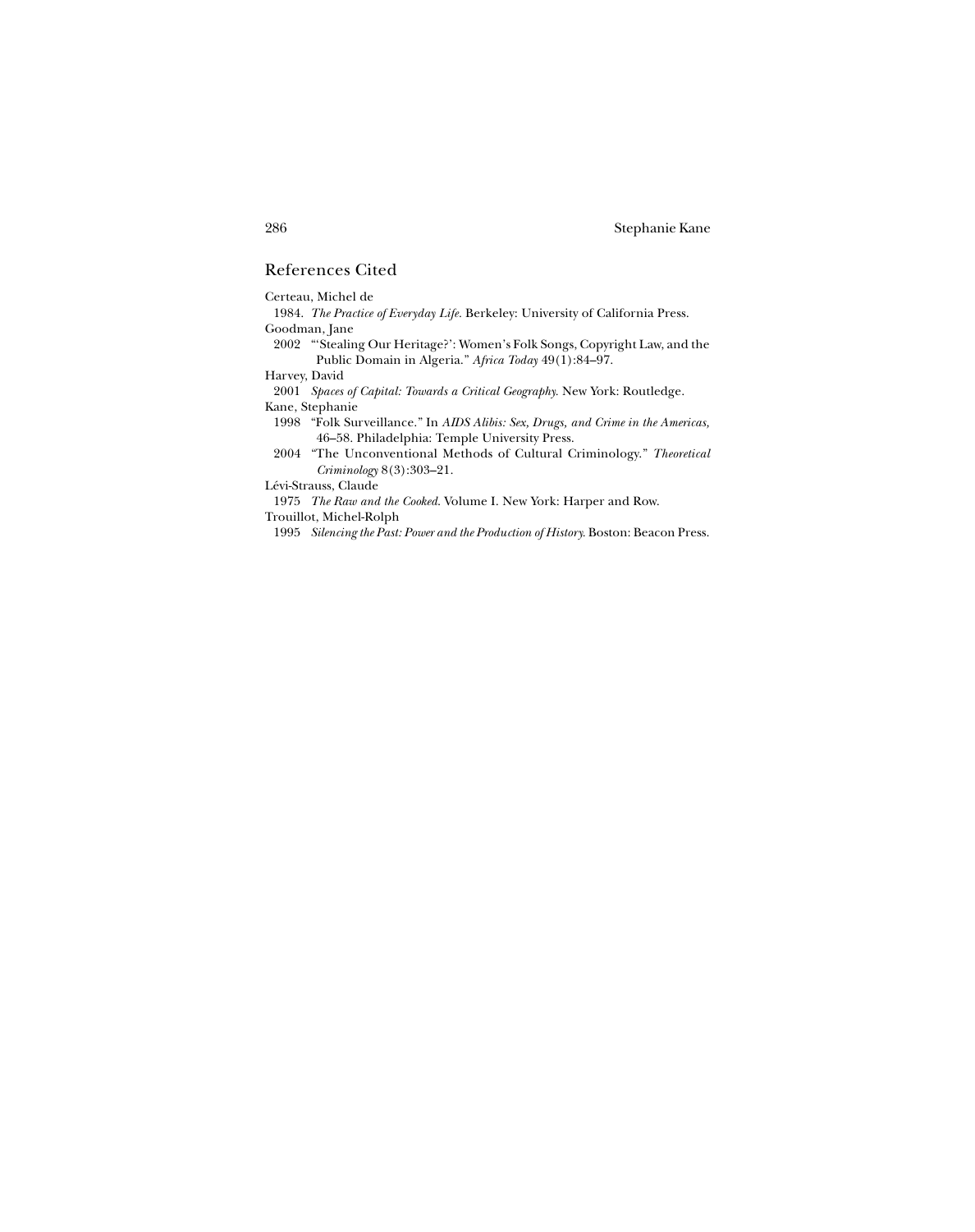## References Cited

Certeau, Michel de

1984. *The Practice of Everyday Life.* Berkeley: University of California Press.

Goodman, Jane

2002 "'Stealing Our Heritage?': Women's Folk Songs, Copyright Law, and the Public Domain in Algeria." *Africa Today* 49(1):84–97.

Harvey, David

2001 *Spaces of Capital: Towards a Critical Geography.* New York: Routledge.

Kane, Stephanie

1998 "Folk Surveillance." In *AIDS Alibis: Sex, Drugs, and Crime in the Americas,* 46–58. Philadelphia: Temple University Press.

2004 "The Unconventional Methods of Cultural Criminology." *Theoretical Criminology* 8(3):303–21.

Lévi-Strauss, Claude

1975 *The Raw and the Cooked.* Volume I. New York: Harper and Row.

Trouillot, Michel-Rolph

1995 *Silencing the Past: Power and the Production of History.* Boston: Beacon Press.